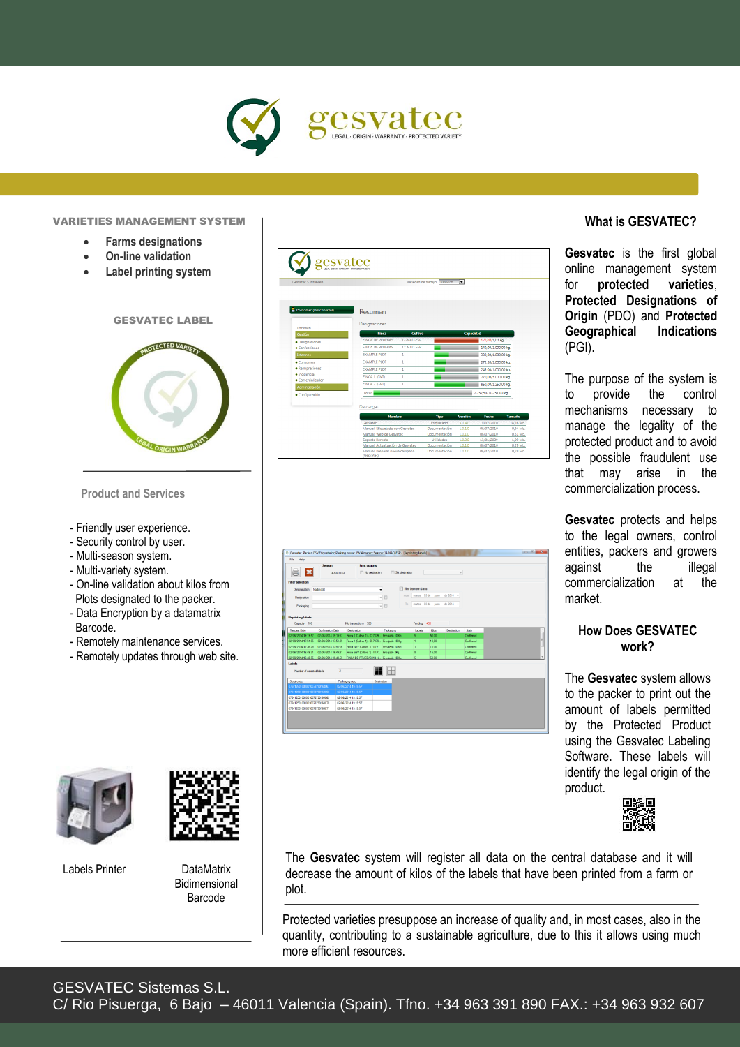gesvatec

LEGAL · ORIGIN · WARRANTY · PROTECTED VARIETY

## VARIETIES MANAGEMENT SYSTEM

- **Farms designations**
- **On-line validation**
- **Label printing system**

### GESVATEC LABEL

### Product and Services

- Friendly user experience.
- Security control by user.
- Multi-season system.
- Multi-variety system.
- On-line validation about kilos from Plots designated to the packer.
- Data Encryption by a datamatrix Barcode.
- Remotely maintenance services.
- Remotely updates through web site.

Labels Printer

DataMatrix Bidimensional Barcode

## What is GESVATEC?

**Gesvatec** is the first global online management system for **protected varieties**, **Protected Designations of Origin** (PDO) and **Protected Geographical Indications** (PGI).

The purpose of the system is to provide the control mechanisms necessary to manage the legality of the protected product and to avoid the possible fraudulent use that may arise in the commercialization process.

**Gesvatec** protects and helps to the legal owners, control entities, packers and growers against the illegal commercialization at the market.

## How Does GESVATEC work?

The **Gesvatec** system allows to the packer to print out the amount of labels permitted by the Protected Product using the Gesvatec Labeling Software. These labels will identify the legal origin of the product.

The **Gesvatec** system will register all data on the central database and it will decrease the amount of kilos of the labels that have been printed from a farm or plot.

Protected varieties presuppose an increase of quality and, in most cases, also in the quantity, contributing to a sustainable agriculture, due to this it allows using much more efficient resources.

GESVATEC Sistemas S.L.
C/ Rio Pisuerga, 6 Bajo – 46011 Valencia (Spain). Tfno. +34 963 391 890 FAX.: +34 963 932 607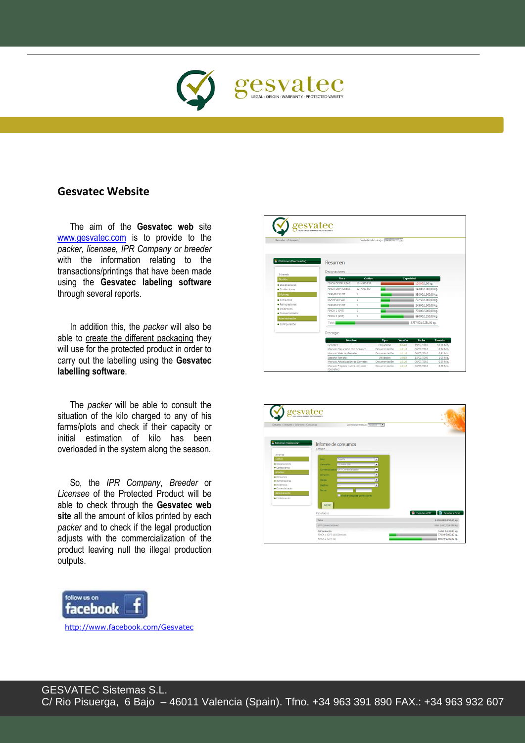## Gesvatec Website

The aim of the **Gesvatec web** site www.gesvatec.com is to provide to the *packer, licensee, IPR Company or breeder* with the information relating to the transactions/printings that have been made using the **Gesvatec labeling software** through several reports.

In addition this, the *packer* will also be able to create the different packaging they will use for the protected product in order to carry out the labelling using the **Gesvatec labelling software**.

The *packer* will be able to consult the situation of the kilo charged to any of his farms/plots and check if their capacity or initial estimation of kilo has been overloaded in the system along the season.

So, the *IPR Company*, *Breeder* or *Licensee* of the Protected Product will be able to check through the **Gesvatec web site** all the amount of kilos printed by each *packer* and to check if the legal production adjusts with the commercialization of the product leaving null the illegal production outputs.

http://www.facebook.com/Gesvatec

GESVATEC Sistemas S.L.
C/ Rio Pisuerga, 6 Bajo – 46011 Valencia (Spain). Tfno. +34 963 391 890 FAX.: +34 963 932 607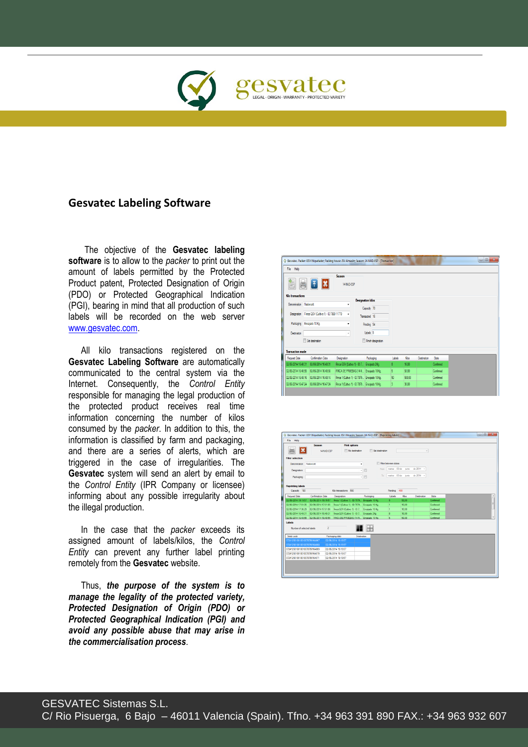gesvatec

LEGAL · ORIGIN · WARRANTY · PROTECTED VARIETY

## Gesvatec Labeling Software

The objective of the **Gesvatec labeling software** is to allow to the *packer* to print out the amount of labels permitted by the Protected Product patent, Protected Designation of Origin (PDO) or Protected Geographical Indication (PGI), bearing in mind that all production of such labels will be recorded on the web server www.gesvatec.com.

All kilo transactions registered on the **Gesvatec Labeling Software** are automatically communicated to the central system via the Internet. Consequently, the *Control Entity* responsible for managing the legal production of the protected product receives real time information concerning the number of kilos consumed by the *packer*. In addition to this, the information is classified by farm and packaging, and there are a series of alerts, which are triggered in the case of irregularities. The **Gesvatec** system will send an alert by email to the *Control Entity* (IPR Company or licensee) informing about any possible irregularity about the illegal production.

In the case that the *packer* exceeds its assigned amount of labels/kilos, the *Control Entity* can prevent any further label printing remotely from the **Gesvatec** website.

Thus, ***the purpose of the system is to manage the legality of the protected variety, Protected Designation of Origin (PDO) or Protected Geographical Indication (PGI) and avoid any possible abuse that may arise in the commercialisation process***.

GESVATEC Sistemas S.L.
C/ Rio Pisuerga, 6 Bajo – 46011 Valencia (Spain). Tfno. +34 963 391 890 FAX.: +34 963 932 607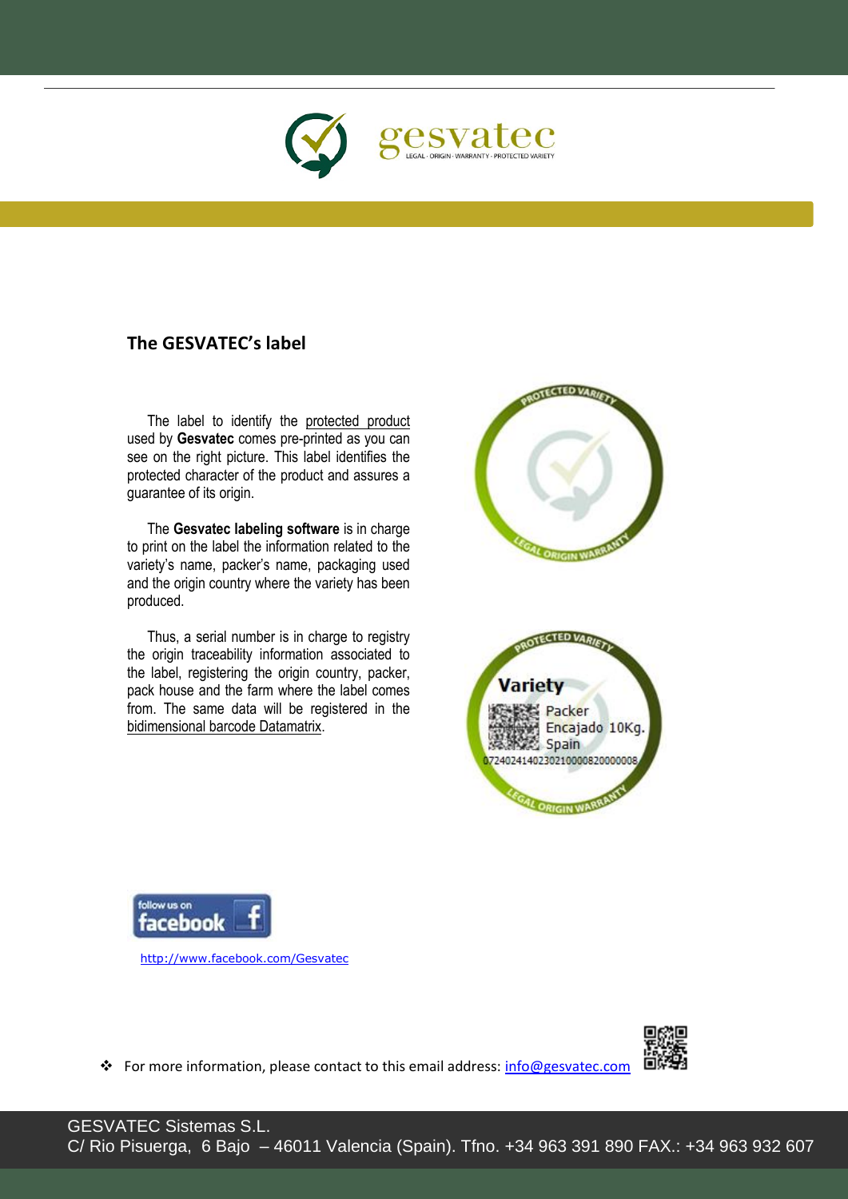## The GESVATEC's label

The label to identify the protected product used by **Gesvatec** comes pre-printed as you can see on the right picture. This label identifies the protected character of the product and assures a guarantee of its origin.

The **Gesvatec labeling software** is in charge to print on the label the information related to the variety's name, packer's name, packaging used and the origin country where the variety has been produced.

Thus, a serial number is in charge to registry the origin traceability information associated to the label, registering the origin country, packer, pack house and the farm where the label comes from. The same data will be registered in the bidimensional barcode Datamatrix.

follow us on facebook

http://www.facebook.com/Gesvatec

- For more information, please contact to this email address: info@gesvatec.com

GESVATEC Sistemas S.L.
C/ Rio Pisuerga, 6 Bajo – 46011 Valencia (Spain). Tfno. +34 963 391 890 FAX.: +34 963 932 607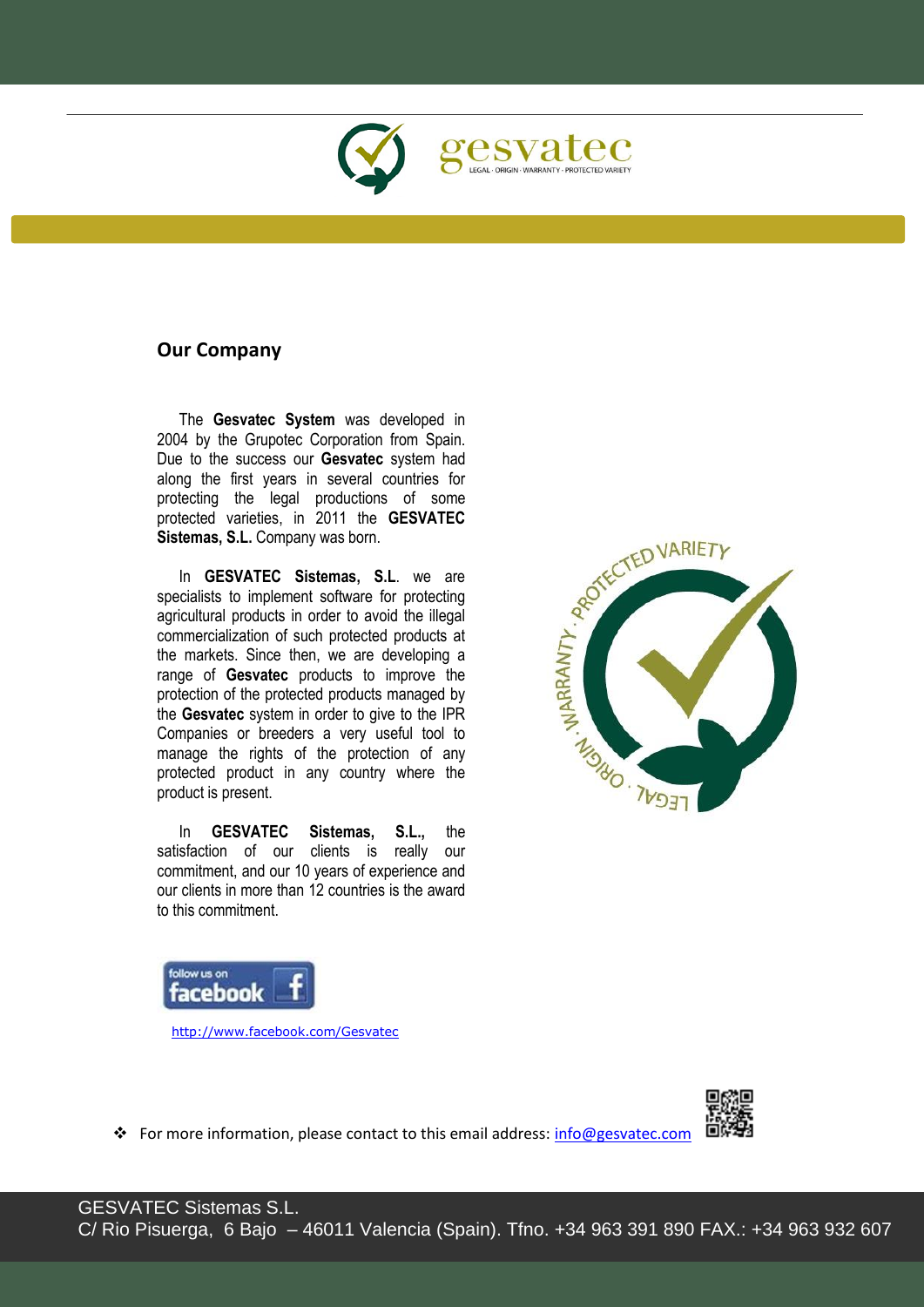## Our Company

The **Gesvatec System** was developed in 2004 by the Grupotec Corporation from Spain. Due to the success our **Gesvatec** system had along the first years in several countries for protecting the legal productions of some protected varieties, in 2011 the **GESVATEC Sistemas, S.L.** Company was born.

In **GESVATEC Sistemas, S.L**. we are specialists to implement software for protecting agricultural products in order to avoid the illegal commercialization of such protected products at the markets. Since then, we are developing a range of **Gesvatec** products to improve the protection of the protected products managed by the **Gesvatec** system in order to give to the IPR Companies or breeders a very useful tool to manage the rights of the protection of any protected product in any country where the product is present.

In **GESVATEC Sistemas, S.L.**, the satisfaction of our clients is really our commitment, and our 10 years of experience and our clients in more than 12 countries is the award to this commitment.

http://www.facebook.com/Gesvatec

- For more information, please contact to this email address: info@gesvatec.com

GESVATEC Sistemas S.L.
C/ Rio Pisuerga, 6 Bajo – 46011 Valencia (Spain). Tfno. +34 963 391 890 FAX.: +34 963 932 607